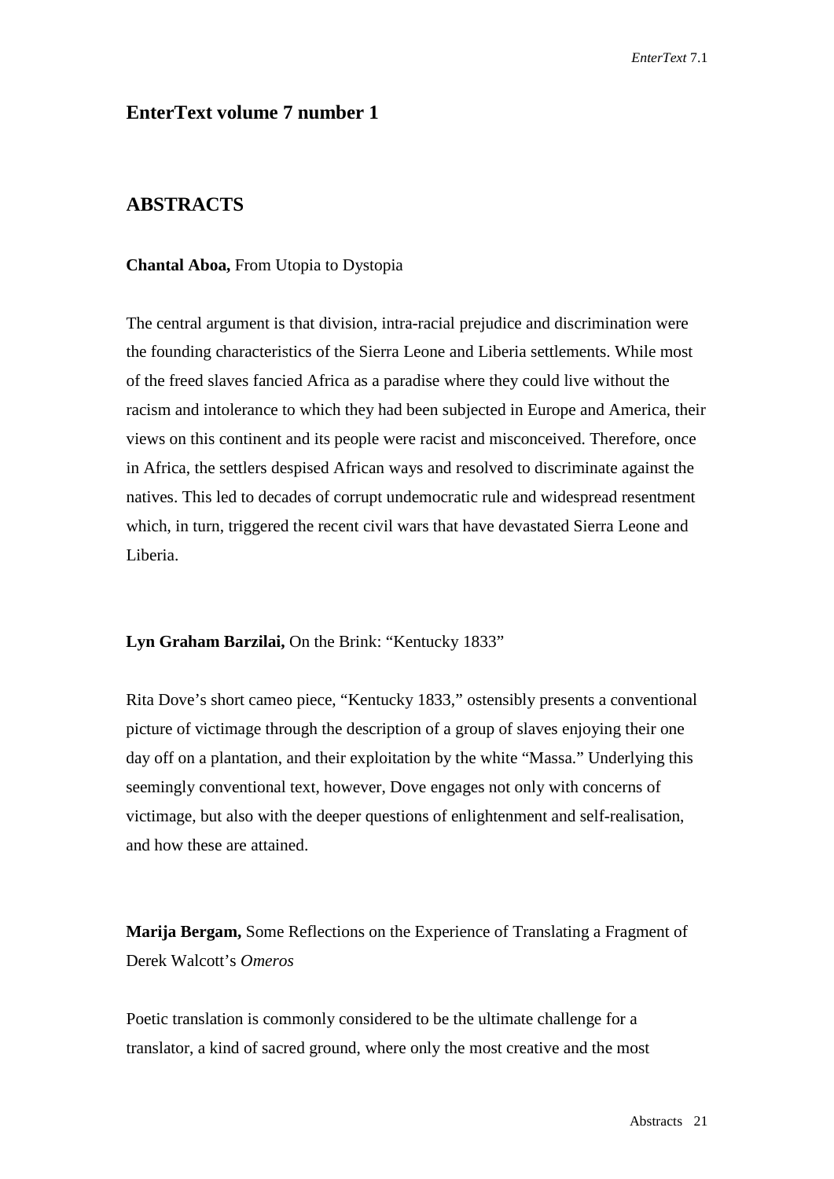## EnterText volume 7 number 1

## ABSTRACTS

**Chantal Aboa,** From Utopia to Dystopia

The central argument is that division, intra-racial prejudice and discrimination were the founding characteristics of the Sierra Leone and Liberia settlements. While most of the freed slaves fancied Africa as a paradise where they could live without the racism and intolerance to which they had been subjected in Europe and America, their views on this continent and its people were racist and misconceived. Therefore, once in Africa, the settlers despised African ways and resolved to discriminate against the natives. This led to decades of corrupt undemocratic rule and widespread resentment which, in turn, triggered the recent civil wars that have devastated Sierra Leone and Liberia.

**Lyn Graham Barzilai,** On the Brink: "Kentucky 1833"

Rita Dove's short cameo piece, "Kentucky 1833," ostensibly presents a conventional picture of victimage through the description of a group of slaves enjoying their one day off on a plantation, and their exploitation by the white "Massa." Underlying this seemingly conventional text, however, Dove engages not only with concerns of victimage, but also with the deeper questions of enlightenment and self-realisation, and how these are attained.

**Marija Bergam,** Some Reflections on the Experience of Translating a Fragment of Derek Walcott's *Omeros*

Poetic translation is commonly considered to be the ultimate challenge for a translator, a kind of sacred ground, where only the most creative and the most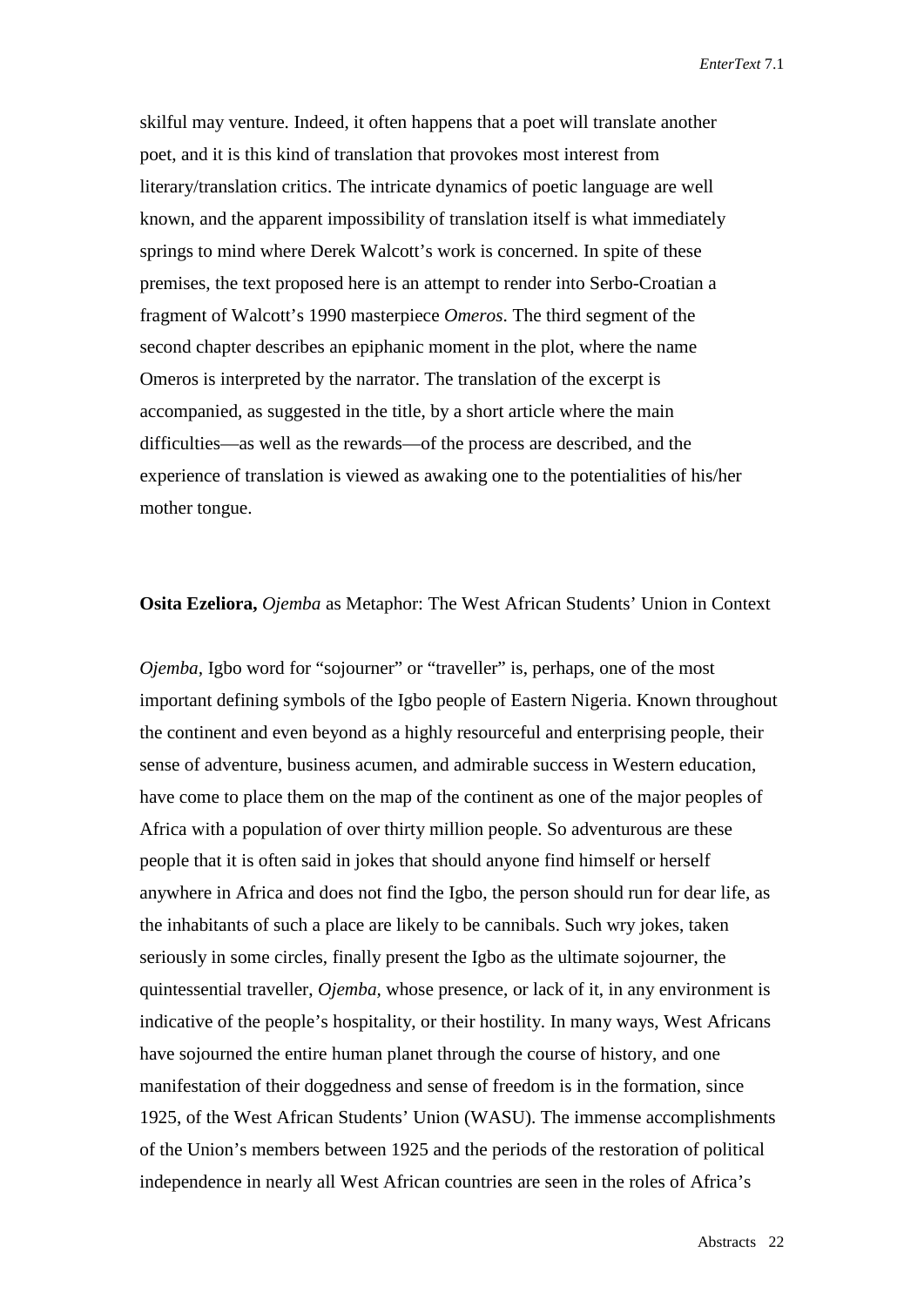skilful may venture. Indeed, it often happens that a poet will translate another poet, and it is this kind of translation that provokes most interest from literary/translation critics. The intricate dynamics of poetic language are well known, and the apparent impossibility of translation itself is what immediately springs to mind where Derek Walcott's work is concerned. In spite of these premises, the text proposed here is an attempt to render into Serbo-Croatian a fragment of Walcott's 1990 masterpiece *Omeros*. The third segment of the second chapter describes an epiphanic moment in the plot, where the name Omeros is interpreted by the narrator. The translation of the excerpt is accompanied, as suggested in the title, by a short article where the main difficulties—as well as the rewards—of the process are described, and the experience of translation is viewed as awaking one to the potentialities of his/her mother tongue.

**Osita Ezeliora,** *Ojemba* as Metaphor: The West African Students' Union in Context

*Ojemba*, Igbo word for "sojourner" or "traveller" is, perhaps, one of the most important defining symbols of the Igbo people of Eastern Nigeria. Known throughout the continent and even beyond as a highly resourceful and enterprising people, their sense of adventure, business acumen, and admirable success in Western education, have come to place them on the map of the continent as one of the major peoples of Africa with a population of over thirty million people. So adventurous are these people that it is often said in jokes that should anyone find himself or herself anywhere in Africa and does not find the Igbo, the person should run for dear life, as the inhabitants of such a place are likely to be cannibals. Such wry jokes, taken seriously in some circles, finally present the Igbo as the ultimate sojourner, the quintessential traveller, *Ojemba*, whose presence, or lack of it, in any environment is indicative of the people's hospitality, or their hostility. In many ways, West Africans have sojourned the entire human planet through the course of history, and one manifestation of their doggedness and sense of freedom is in the formation, since 1925, of the West African Students' Union (WASU). The immense accomplishments of the Union's members between 1925 and the periods of the restoration of political independence in nearly all West African countries are seen in the roles of Africa's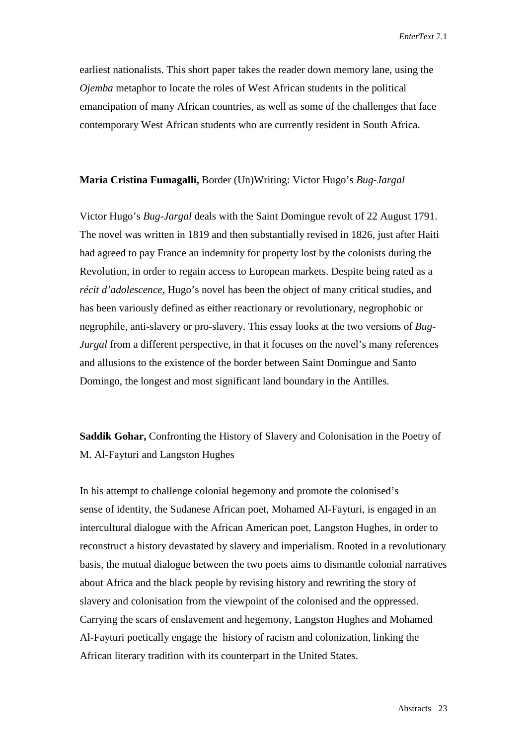earliest nationalists. This short paper takes the reader down memory lane, using the *Ojemba* metaphor to locate the roles of West African students in the political emancipation of many African countries, as well as some of the challenges that face contemporary West African students who are currently resident in South Africa.

**Maria Cristina Fumagalli,** Border (Un)Writing: Victor Hugo's *Bug-Jargal*

Victor Hugo's *Bug-Jargal* deals with the Saint Domingue revolt of 22 August 1791. The novel was written in 1819 and then substantially revised in 1826, just after Haiti had agreed to pay France an indemnity for property lost by the colonists during the Revolution, in order to regain access to European markets. Despite being rated as a *récit d'adolescence*, Hugo's novel has been the object of many critical studies, and has been variously defined as either reactionary or revolutionary, negrophobic or negrophile, anti-slavery or pro-slavery. This essay looks at the two versions of *Bug-Jurgal* from a different perspective, in that it focuses on the novel's many references and allusions to the existence of the border between Saint Domingue and Santo Domingo, the longest and most significant land boundary in the Antilles.

**Saddik Gohar,** Confronting the History of Slavery and Colonisation in the Poetry of M. Al-Fayturi and Langston Hughes

In his attempt to challenge colonial hegemony and promote the colonised's sense of identity, the Sudanese African poet, Mohamed Al-Fayturi, is engaged in an intercultural dialogue with the African American poet, Langston Hughes, in order to reconstruct a history devastated by slavery and imperialism. Rooted in a revolutionary basis, the mutual dialogue between the two poets aims to dismantle colonial narratives about Africa and the black people by revising history and rewriting the story of slavery and colonisation from the viewpoint of the colonised and the oppressed. Carrying the scars of enslavement and hegemony, Langston Hughes and Mohamed Al-Fayturi poetically engage the history of racism and colonization, linking the African literary tradition with its counterpart in the United States.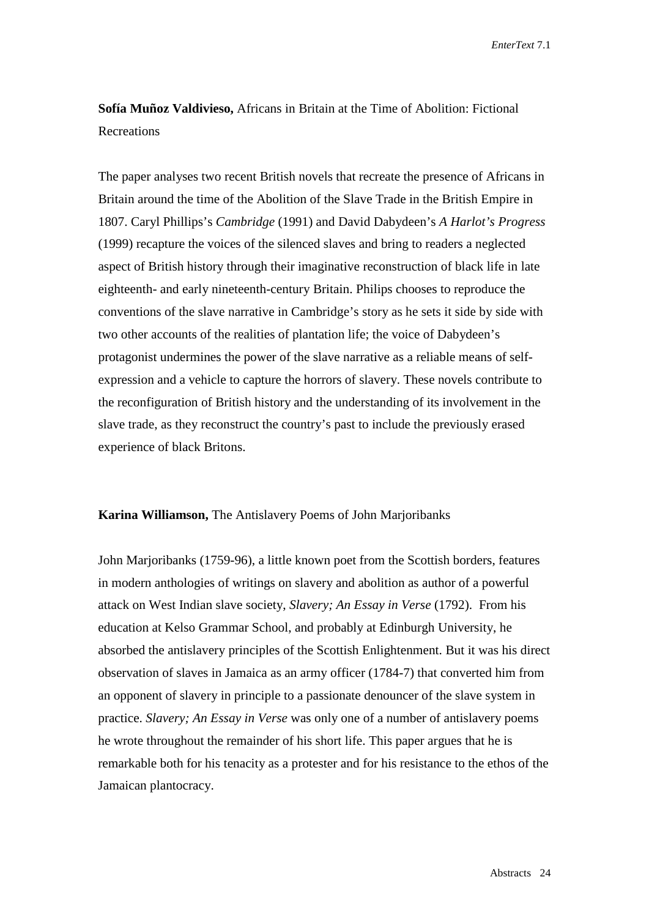**Sofía Muñoz Valdivieso,** Africans in Britain at the Time of Abolition: Fictional Recreations

The paper analyses two recent British novels that recreate the presence of Africans in Britain around the time of the Abolition of the Slave Trade in the British Empire in 1807. Caryl Phillips's *Cambridge* (1991) and David Dabydeen's *A Harlot's Progress* (1999) recapture the voices of the silenced slaves and bring to readers a neglected aspect of British history through their imaginative reconstruction of black life in late eighteenth- and early nineteenth-century Britain. Philips chooses to reproduce the conventions of the slave narrative in Cambridge's story as he sets it side by side with two other accounts of the realities of plantation life; the voice of Dabydeen's protagonist undermines the power of the slave narrative as a reliable means of self-expression and a vehicle to capture the horrors of slavery. These novels contribute to the reconfiguration of British history and the understanding of its involvement in the slave trade, as they reconstruct the country's past to include the previously erased experience of black Britons.

**Karina Williamson,** The Antislavery Poems of John Marjoribanks

John Marjoribanks (1759-96), a little known poet from the Scottish borders, features in modern anthologies of writings on slavery and abolition as author of a powerful attack on West Indian slave society, *Slavery; An Essay in Verse* (1792). From his education at Kelso Grammar School, and probably at Edinburgh University, he absorbed the antislavery principles of the Scottish Enlightenment. But it was his direct observation of slaves in Jamaica as an army officer (1784-7) that converted him from an opponent of slavery in principle to a passionate denouncer of the slave system in practice. *Slavery; An Essay in Verse* was only one of a number of antislavery poems he wrote throughout the remainder of his short life. This paper argues that he is remarkable both for his tenacity as a protester and for his resistance to the ethos of the Jamaican plantocracy.